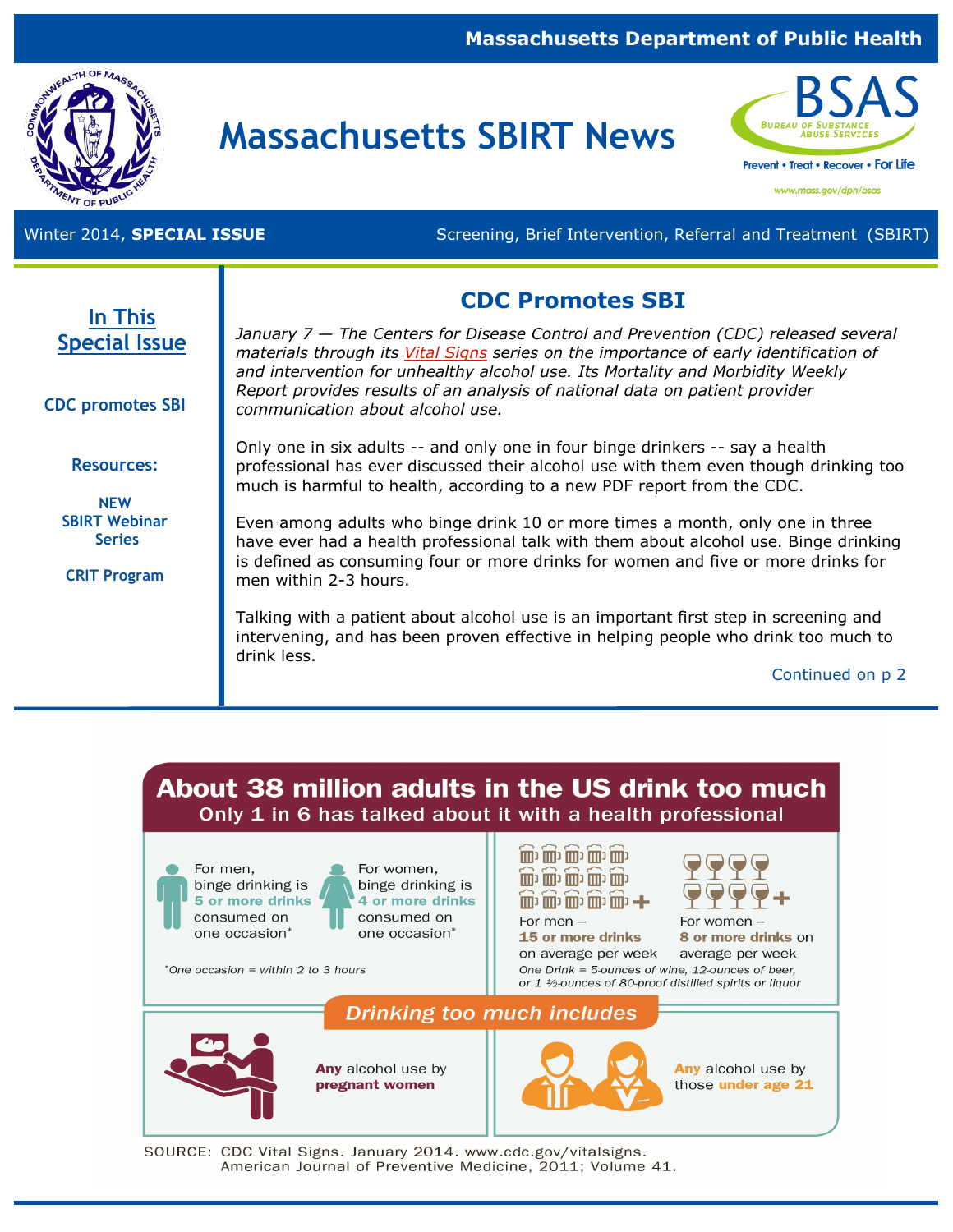Massachusetts Department of Public Health

# Massachusetts SBIRT News

BSAS — Bureau of Substance Abuse Services
Prevent • Treat • Recover • For Life
www.mass.gov/dph/bsas

Winter 2014, **SPECIAL ISSUE** — Screening, Brief Intervention, Referral and Treatment (SBIRT)

## In This Special Issue

- CDC promotes SBI
- Resources:
  - NEW SBIRT Webinar Series
  - CRIT Program

## CDC Promotes SBI

*January 7 — The Centers for Disease Control and Prevention (CDC) released several materials through its Vital Signs series on the importance of early identification of and intervention for unhealthy alcohol use. Its Mortality and Morbidity Weekly Report provides results of an analysis of national data on patient provider communication about alcohol use.*

Only one in six adults -- and only one in four binge drinkers -- say a health professional has ever discussed their alcohol use with them even though drinking too much is harmful to health, according to a new PDF report from the CDC.

Even among adults who binge drink 10 or more times a month, only one in three have ever had a health professional talk with them about alcohol use. Binge drinking is defined as consuming four or more drinks for women and five or more drinks for men within 2-3 hours.

Talking with a patient about alcohol use is an important first step in screening and intervening, and has been proven effective in helping people who drink too much to drink less.

Continued on p 2

## About 38 million adults in the US drink too much

### Only 1 in 6 has talked about it with a health professional

For men, binge drinking is **5 or more drinks** consumed on one occasion*

For women, binge drinking is **4 or more drinks** consumed on one occasion*

*One occasion = within 2 to 3 hours

For men – **15 or more drinks** on average per week

For women – **8 or more drinks** on average per week

*One Drink = 5-ounces of wine, 12-ounces of beer, or 1 ½-ounces of 80-proof distilled spirits or liquor*

**Drinking too much includes**

- **Any** alcohol use by **pregnant women**
- **Any** alcohol use by those **under age 21**

SOURCE: CDC Vital Signs. January 2014. www.cdc.gov/vitalsigns. American Journal of Preventive Medicine, 2011; Volume 41.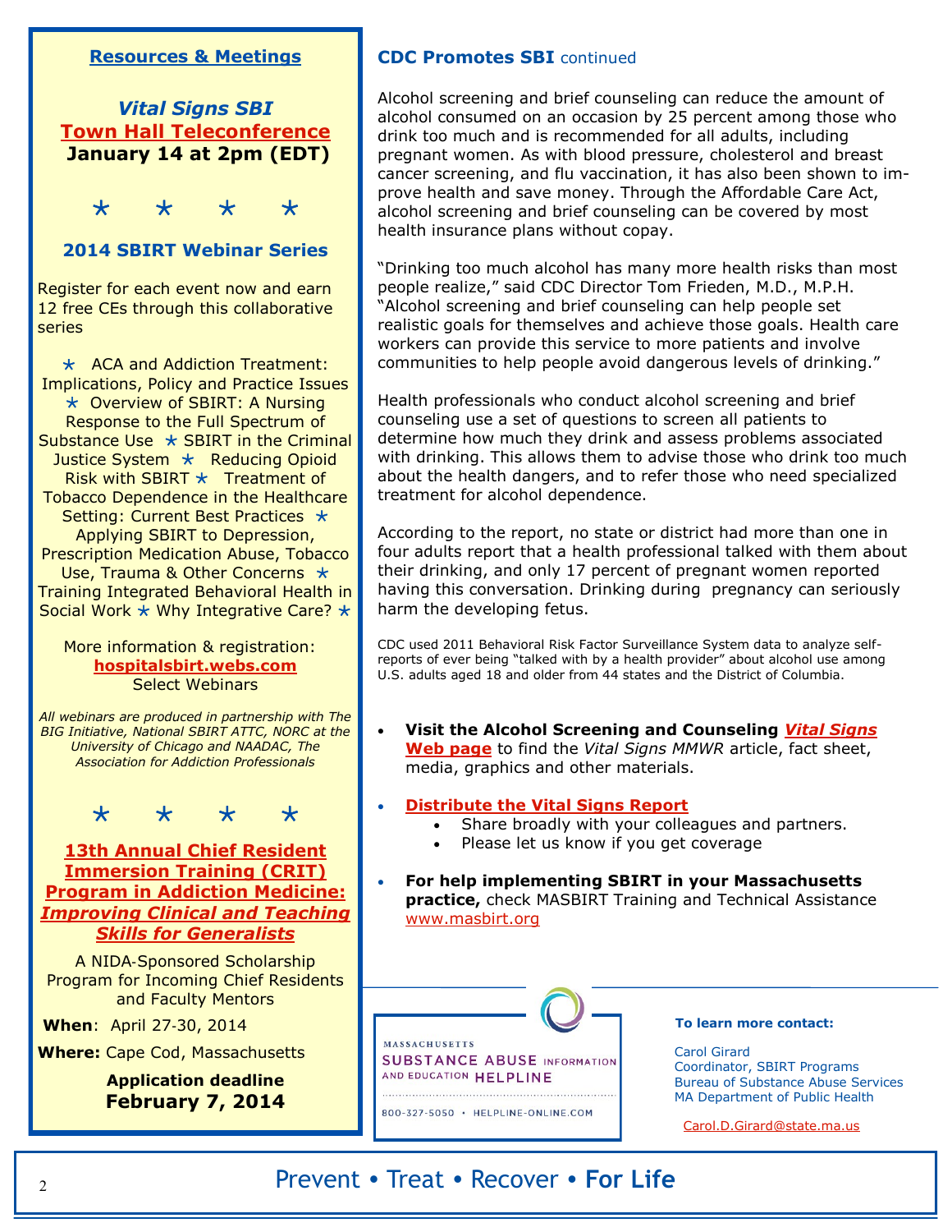## Resources & Meetings

### *Vital Signs SBI*
### Town Hall Teleconference
### January 14 at 2pm (EDT)

\* \* \* \*

### 2014 SBIRT Webinar Series

Register for each event now and earn 12 free CEs through this collaborative series

- ACA and Addiction Treatment: Implications, Policy and Practice Issues
- Overview of SBIRT: A Nursing Response to the Full Spectrum of Substance Use
- SBIRT in the Criminal Justice System
- Reducing Opioid Risk with SBIRT
- Treatment of Tobacco Dependence in the Healthcare Setting: Current Best Practices
- Applying SBIRT to Depression, Prescription Medication Abuse, Tobacco Use, Trauma & Other Concerns
- Training Integrated Behavioral Health in Social Work
- Why Integrative Care?

More information & registration:
**hospitalsbirt.webs.com**
Select Webinars

*All webinars are produced in partnership with The BIG Initiative, National SBIRT ATTC, NORC at the University of Chicago and NAADAC, The Association for Addiction Professionals*

\* \* \* \*

### 13th Annual Chief Resident Immersion Training (CRIT) Program in Addiction Medicine: *Improving Clinical and Teaching Skills for Generalists*

A NIDA-Sponsored Scholarship Program for Incoming Chief Residents and Faculty Mentors

**When**: April 27-30, 2014

**Where:** Cape Cod, Massachusetts

**Application deadline**
**February 7, 2014**

## CDC Promotes SBI continued

Alcohol screening and brief counseling can reduce the amount of alcohol consumed on an occasion by 25 percent among those who drink too much and is recommended for all adults, including pregnant women. As with blood pressure, cholesterol and breast cancer screening, and flu vaccination, it has also been shown to improve health and save money. Through the Affordable Care Act, alcohol screening and brief counseling can be covered by most health insurance plans without copay.

"Drinking too much alcohol has many more health risks than most people realize," said CDC Director Tom Frieden, M.D., M.P.H. "Alcohol screening and brief counseling can help people set realistic goals for themselves and achieve those goals. Health care workers can provide this service to more patients and involve communities to help people avoid dangerous levels of drinking."

Health professionals who conduct alcohol screening and brief counseling use a set of questions to screen all patients to determine how much they drink and assess problems associated with drinking. This allows them to advise those who drink too much about the health dangers, and to refer those who need specialized treatment for alcohol dependence.

According to the report, no state or district had more than one in four adults report that a health professional talked with them about their drinking, and only 17 percent of pregnant women reported having this conversation. Drinking during pregnancy can seriously harm the developing fetus.

CDC used 2011 Behavioral Risk Factor Surveillance System data to analyze self-reports of ever being "talked with by a health provider" about alcohol use among U.S. adults aged 18 and older from 44 states and the District of Columbia.

- **Visit the Alcohol Screening and Counseling *Vital Signs* Web page** to find the *Vital Signs MMWR* article, fact sheet, media, graphics and other materials.
- **Distribute the Vital Signs Report**
  - Share broadly with your colleagues and partners.
  - Please let us know if you get coverage
- **For help implementing SBIRT in your Massachusetts practice,** check MASBIRT Training and Technical Assistance www.masbirt.org

MASSACHUSETTS SUBSTANCE ABUSE INFORMATION AND EDUCATION HELPLINE
800-327-5050 • HELPLINE-ONLINE.COM

**To learn more contact:**

Carol Girard
Coordinator, SBIRT Programs
Bureau of Substance Abuse Services
MA Department of Public Health

Carol.D.Girard@state.ma.us

Prevent • Treat • Recover • **For Life**